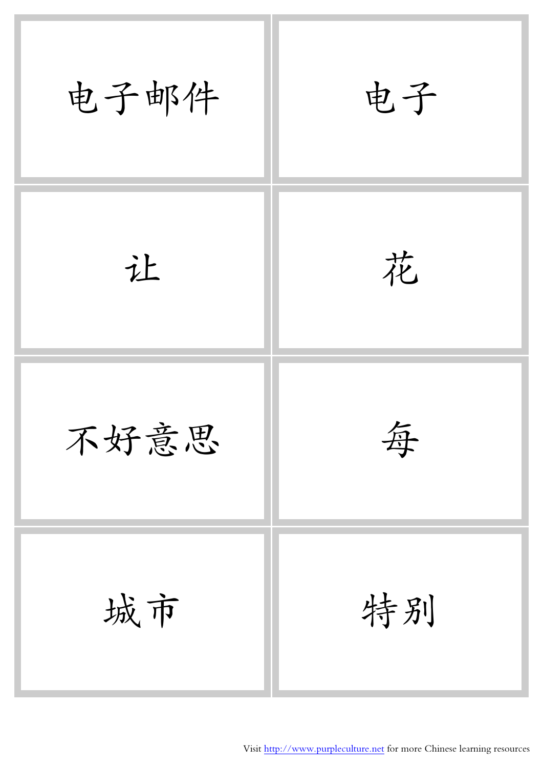| | |
|---|---|
| 电子邮件 | 电子 |
| 让 | 花 |
| 不好意思 | 每 |
| 城市 | 特别 |

Visit http://www.purpleculture.net for more Chinese learning resources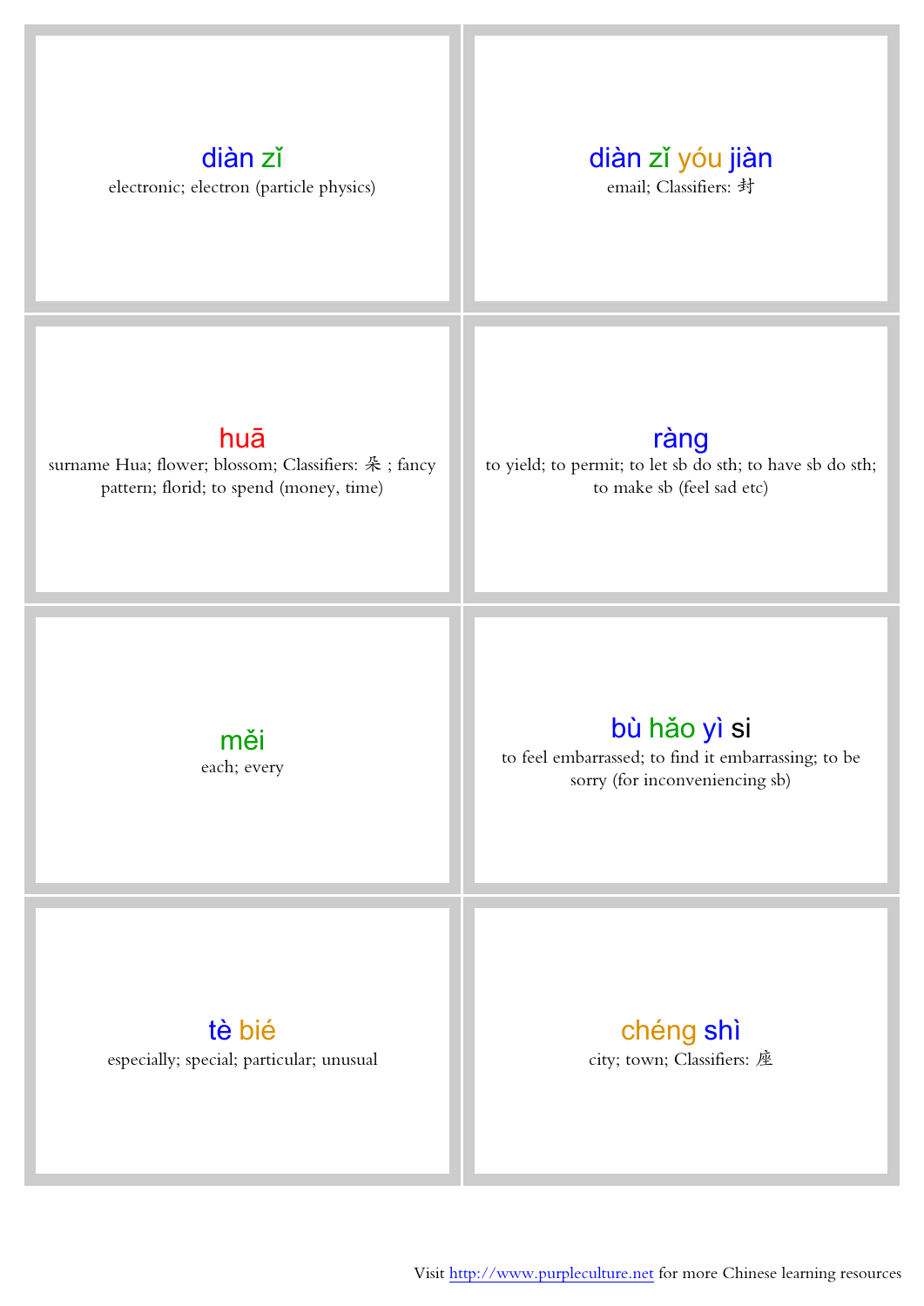**diàn zǐ**

electronic; electron (particle physics)

**diàn zǐ yóu jiàn**

email; Classifiers: 封

**huā**

surname Hua; flower; blossom; Classifiers: 朵 ; fancy pattern; florid; to spend (money, time)

**ràng**

to yield; to permit; to let sb do sth; to have sb do sth; to make sb (feel sad etc)

**měi**

each; every

**bù hǎo yì si**

to feel embarrassed; to find it embarrassing; to be sorry (for inconveniencing sb)

**tè bié**

especially; special; particular; unusual

**chéng shì**

city; town; Classifiers: 座

Visit http://www.purpleculture.net for more Chinese learning resources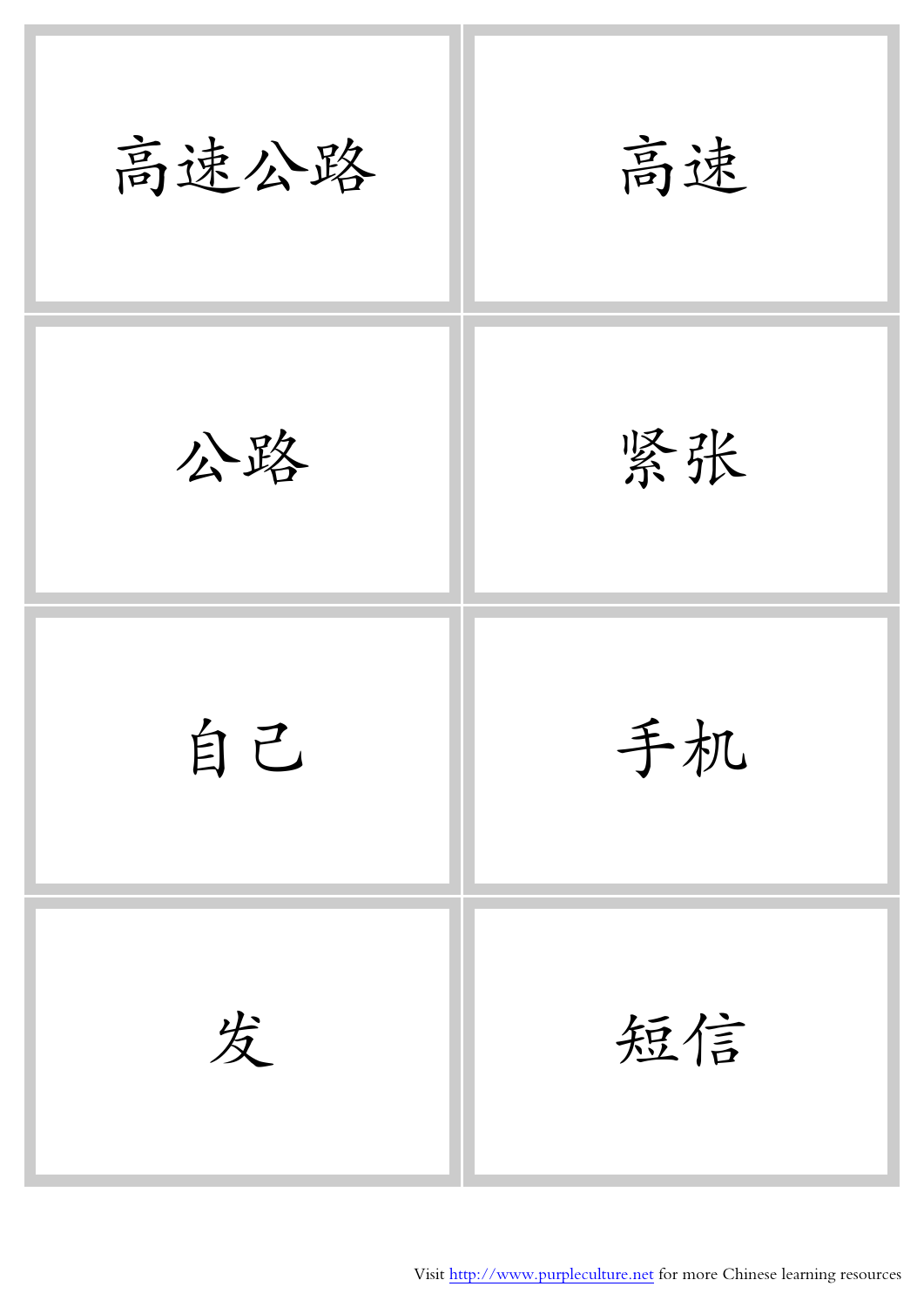| | |
|---|---|
| 高速公路 | 高速 |
| 公路 | 紧张 |
| 自己 | 手机 |
| 发 | 短信 |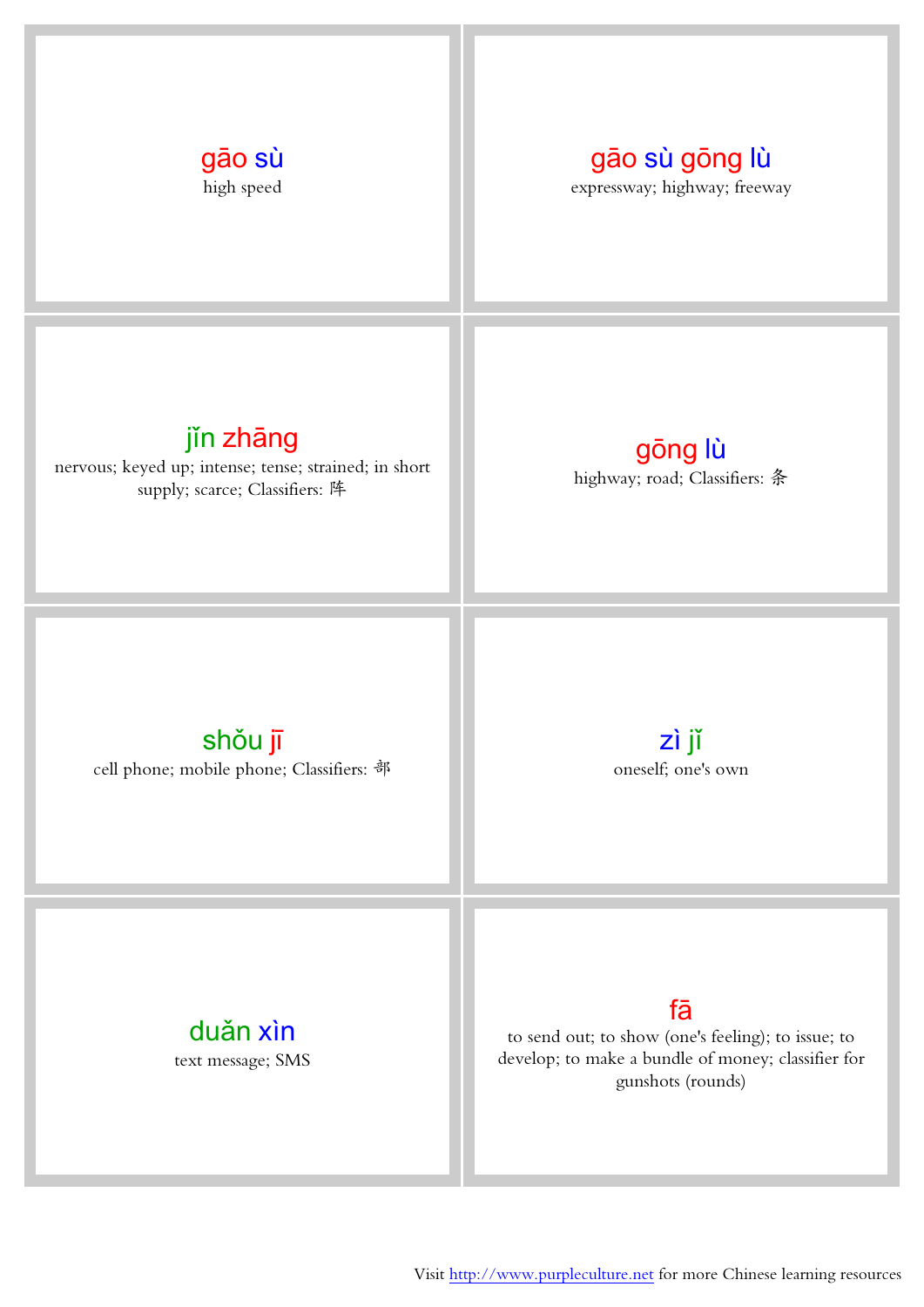**gāo sù**
high speed

**gāo sù gōng lù**
expressway; highway; freeway

**jǐn zhāng**
nervous; keyed up; intense; tense; strained; in short supply; scarce; Classifiers: 阵

**gōng lù**
highway; road; Classifiers: 条

**shǒu jī**
cell phone; mobile phone; Classifiers: 部

**zì jǐ**
oneself; one's own

**duǎn xìn**
text message; SMS

**fā**
to send out; to show (one's feeling); to issue; to develop; to make a bundle of money; classifier for gunshots (rounds)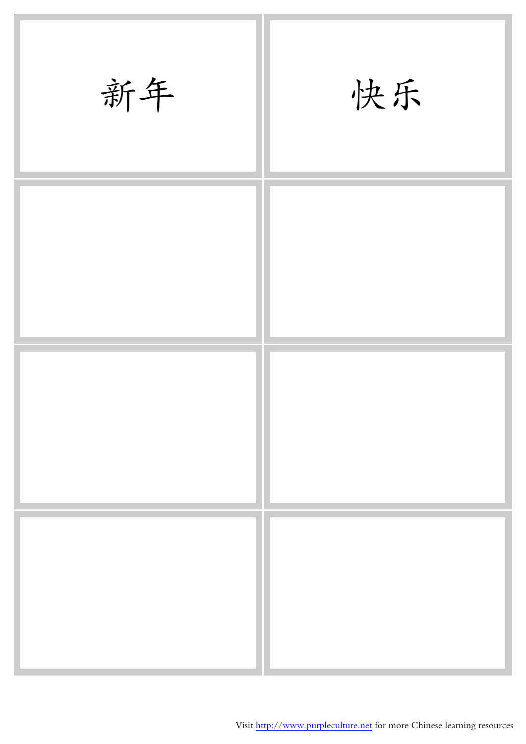新年

快乐

Visit http://www.purpleculture.net for more Chinese learning resources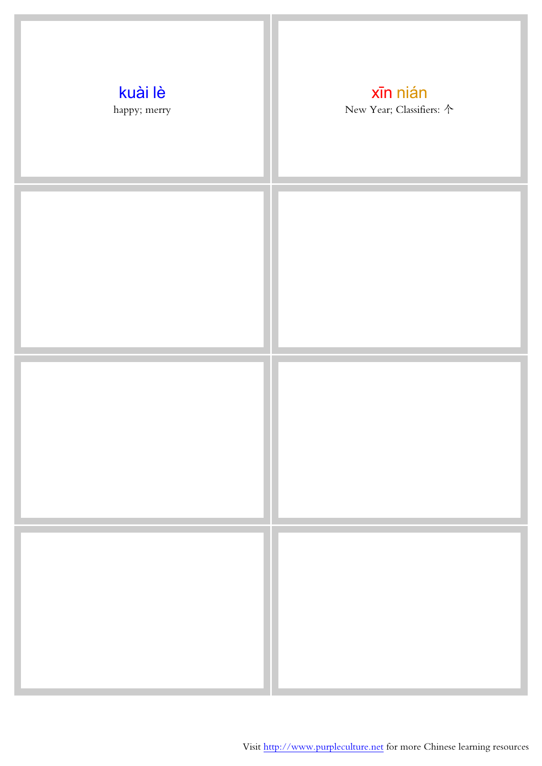kuài lè

happy; merry

xīn nián

New Year; Classifiers: 个

Visit http://www.purpleculture.net for more Chinese learning resources